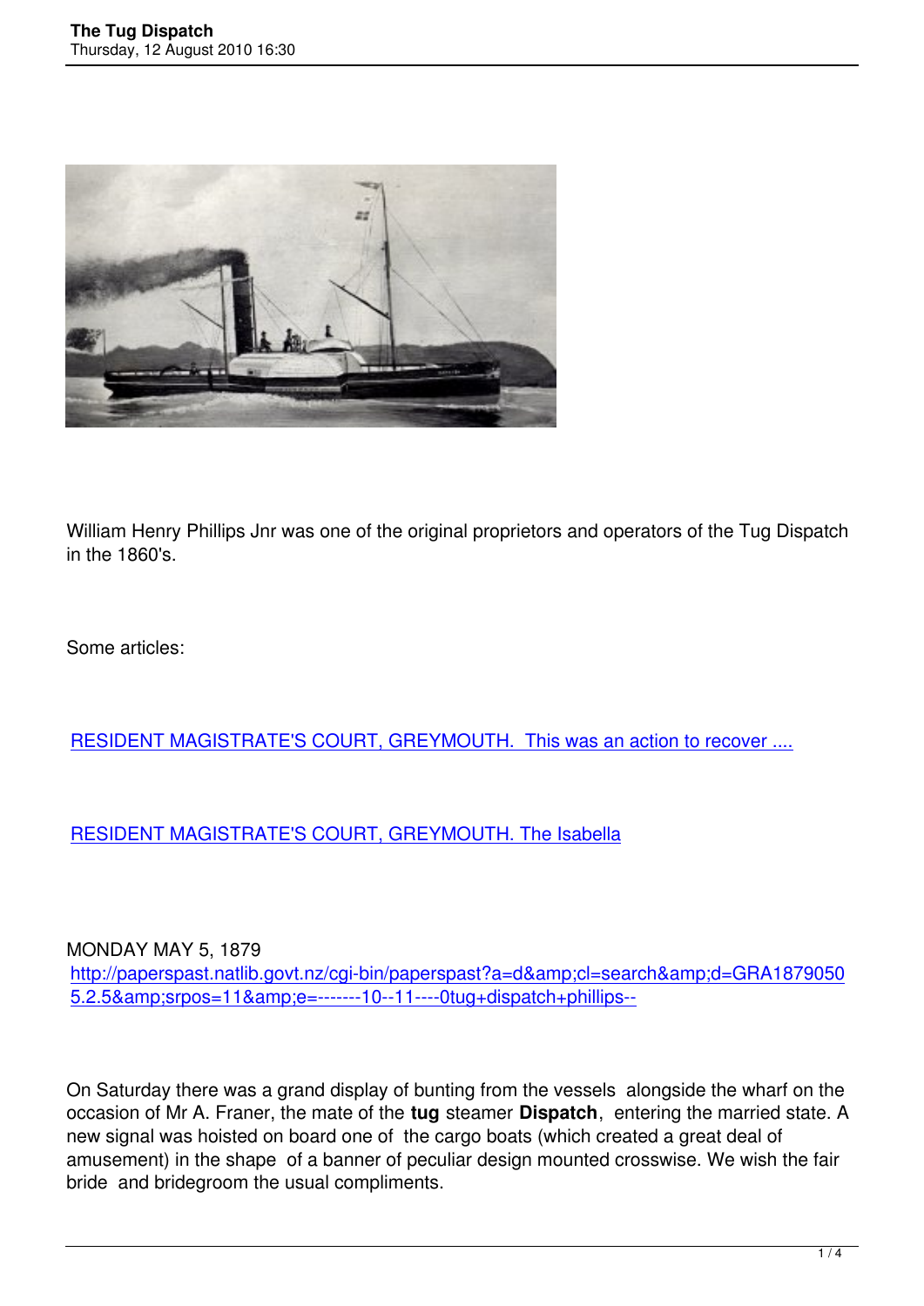William Henry Phillips Jnr was one of the original proprietors and operators of the Tug Dispatch in the 1860's.

Some articles:

[RESIDENT MAGISTRATE'S COURT, GREYMOUTH. This was an action to recover ....]

[RESIDENT MAGISTRATE'S COURT, GREYMOUTH. The Isabella]

MONDAY MAY 5, 1879
http://paperspast.natlib.govt.nz/cgi-bin/paperspast?a=d&amp;cl=search&amp;d=GRA18790505.2.5&amp;srpos=11&amp;e=-------10--11----0tug+dispatch+phillips--

On Saturday there was a grand display of bunting from the vessels alongside the wharf on the occasion of Mr A. Franer, the mate of the **tug** steamer **Dispatch**, entering the married state. A new signal was hoisted on board one of the cargo boats (which created a great deal of amusement) in the shape of a banner of peculiar design mounted crosswise. We wish the fair bride and bridegroom the usual compliments.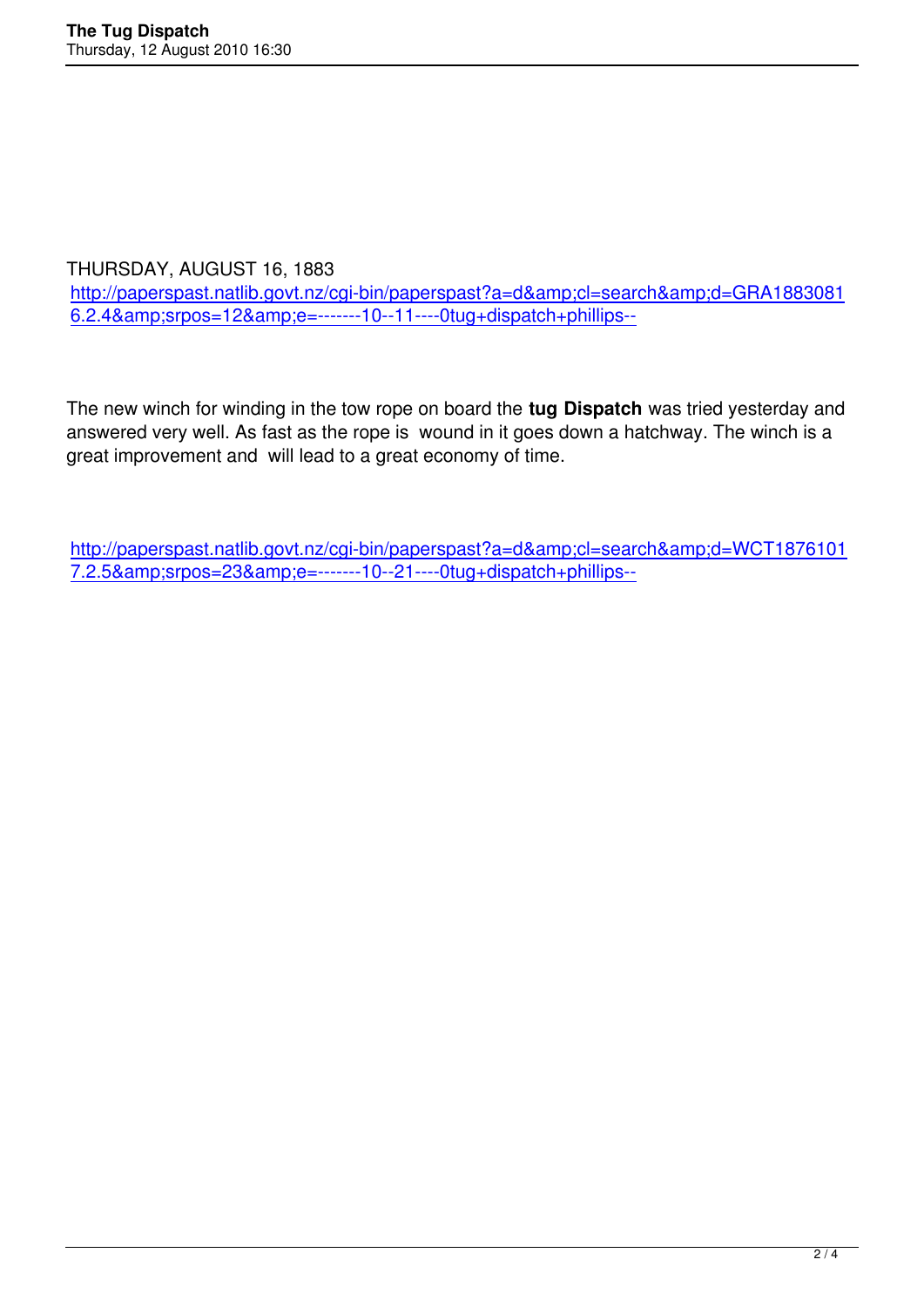THURSDAY, AUGUST 16, 1883

http://paperspast.natlib.govt.nz/cgi-bin/paperspast?a=d&amp;cl=search&amp;d=GRA18830816.2.4&amp;srpos=12&amp;e=-------10--11----0tug+dispatch+phillips--

The new winch for winding in the tow rope on board the **tug Dispatch** was tried yesterday and answered very well. As fast as the rope is wound in it goes down a hatchway. The winch is a great improvement and will lead to a great economy of time.

http://paperspast.natlib.govt.nz/cgi-bin/paperspast?a=d&amp;cl=search&amp;d=WCT18761017.2.5&amp;srpos=23&amp;e=-------10--21----0tug+dispatch+phillips--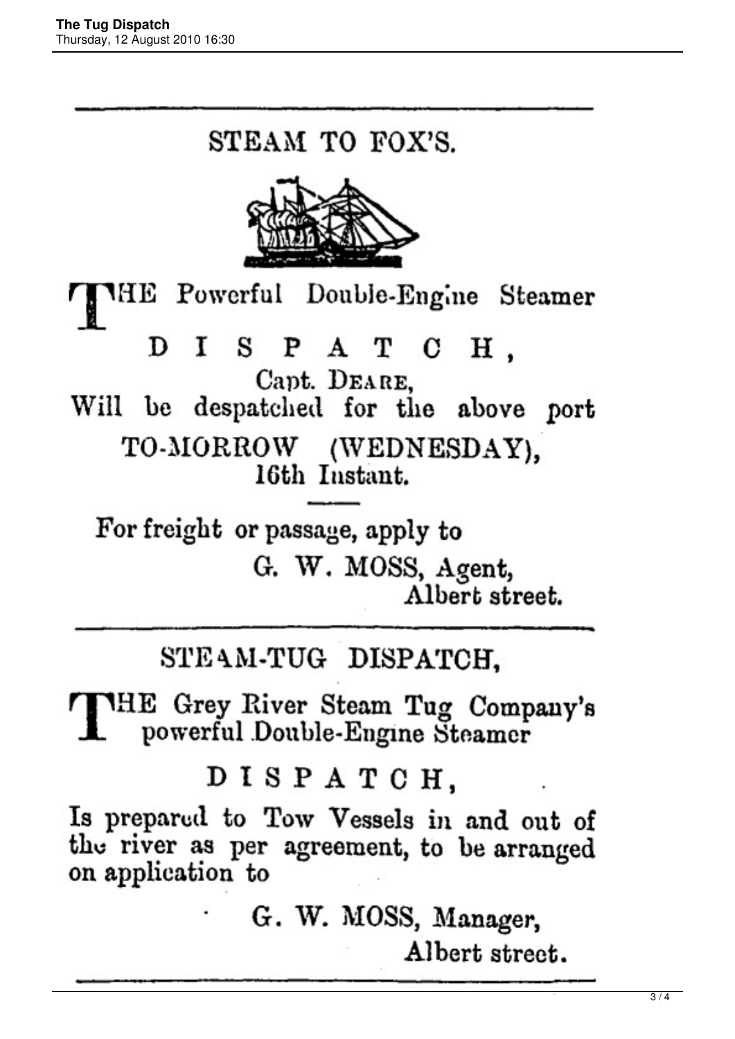## STEAM TO FOX'S.

THE Powerful Double-Engine Steamer

**DISPATCH,**

Capt. DEARE,

Will be despatched for the above port

TO-MORROW (WEDNESDAY), 16th Instant.

---

For freight or passage, apply to

G. W. MOSS, Agent,
Albert street.

---

## STEAM-TUG DISPATCH,

THE Grey River Steam Tug Company's powerful Double-Engine Steamer

**DISPATCH,**

Is prepared to Tow Vessels in and out of the river as per agreement, to be arranged on application to

G. W. MOSS, Manager,
Albert street.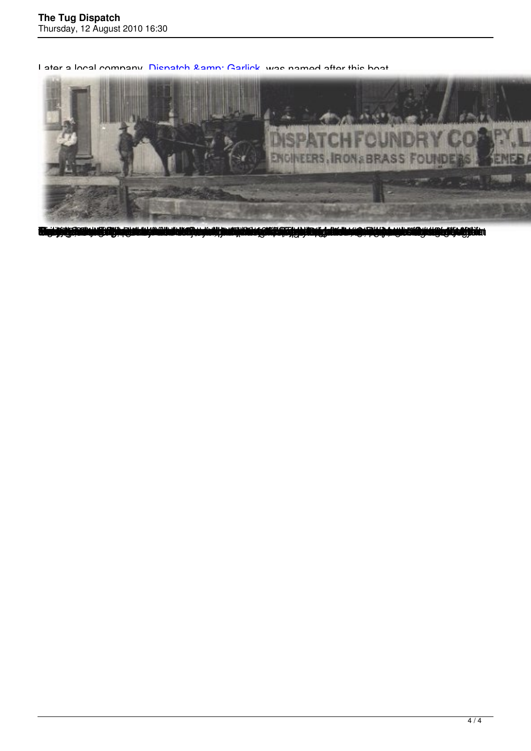Later a local company, Dispatch &amp; Garlick, was named after this boat.